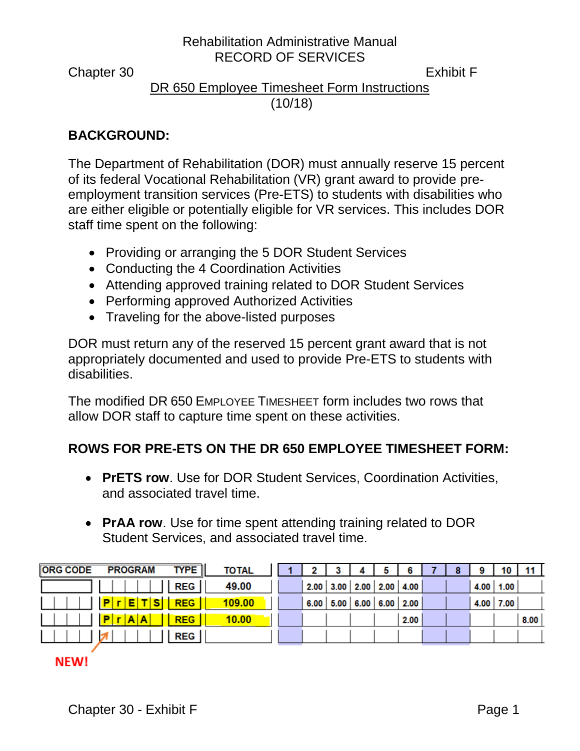Rehabilitation Administrative Manual

RECORD OF SERVICES

Chapter 30 Exhibit F

# DR 650 Employee Timesheet Form Instructions

(10/18)

## BACKGROUND:

The Department of Rehabilitation (DOR) must annually reserve 15 percent of its federal Vocational Rehabilitation (VR) grant award to provide pre-employment transition services (Pre-ETS) to students with disabilities who are either eligible or potentially eligible for VR services. This includes DOR staff time spent on the following:

- Providing or arranging the 5 DOR Student Services
- Conducting the 4 Coordination Activities
- Attending approved training related to DOR Student Services
- Performing approved Authorized Activities
- Traveling for the above-listed purposes

DOR must return any of the reserved 15 percent grant award that is not appropriately documented and used to provide Pre-ETS to students with disabilities.

The modified DR 650 EMPLOYEE TIMESHEET form includes two rows that allow DOR staff to capture time spent on these activities.

## ROWS FOR PRE-ETS ON THE DR 650 EMPLOYEE TIMESHEET FORM:

- **PrETS row**. Use for DOR Student Services, Coordination Activities, and associated travel time.
- **PrAA row**. Use for time spent attending training related to DOR Student Services, and associated travel time.

| ORG CODE | PROGRAM | TYPE | TOTAL | 1 | 2 | 3 | 4 | 5 | 6 | 7 | 8 | 9 | 10 | 11 |
|---|---|---|---|---|---|---|---|---|---|---|---|---|---|---|
| | | REG | 49.00 | | 2.00 | 3.00 | 2.00 | 2.00 | 4.00 | | | 4.00 | 1.00 | |
| | PrETS | REG | 109.00 | | 6.00 | 5.00 | 6.00 | 6.00 | 2.00 | | | 4.00 | 7.00 | |
| | PrAA | REG | 10.00 | | | | | | 2.00 | | | | | 8.00 |
| | | REG | | | | | | | | | | | | |

NEW!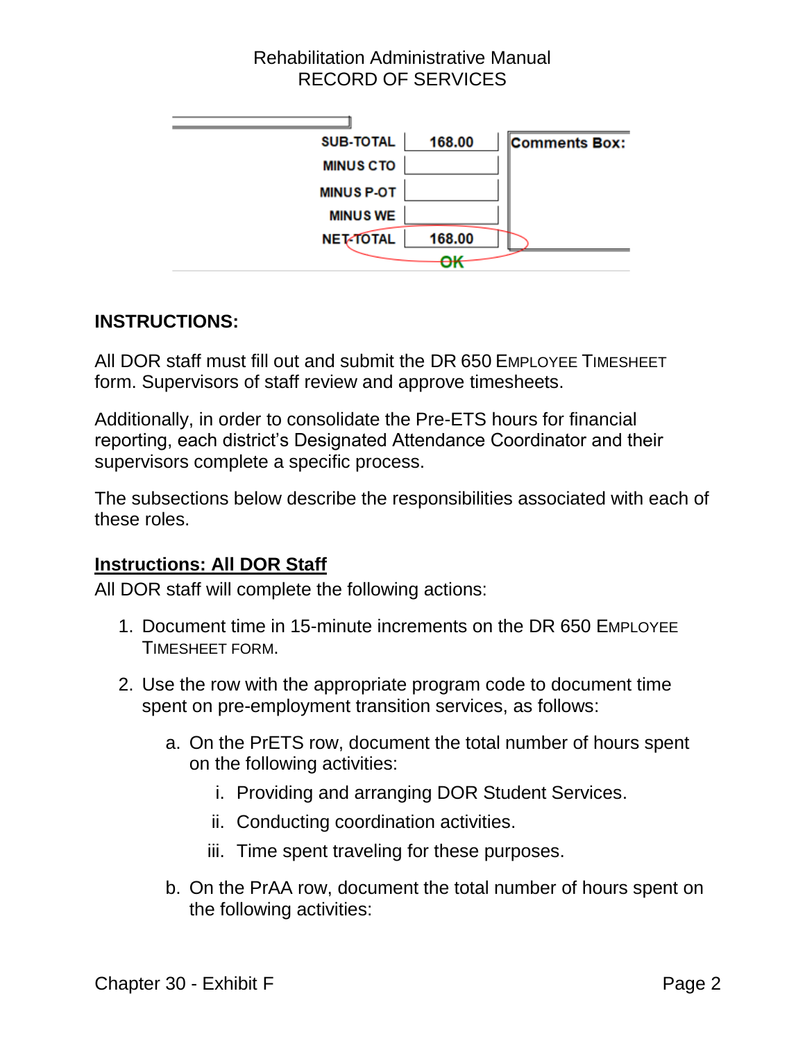| | | |
|---|---|---|
| SUB-TOTAL | 168.00 | Comments Box: |
| MINUS CTO | | |
| MINUS P-OT | | |
| MINUS WE | | |
| NET-TOTAL | 168.00 | |
| | OK | |

## INSTRUCTIONS:

All DOR staff must fill out and submit the DR 650 EMPLOYEE TIMESHEET form. Supervisors of staff review and approve timesheets.

Additionally, in order to consolidate the Pre-ETS hours for financial reporting, each district's Designated Attendance Coordinator and their supervisors complete a specific process.

The subsections below describe the responsibilities associated with each of these roles.

### Instructions: All DOR Staff

All DOR staff will complete the following actions:

1. Document time in 15-minute increments on the DR 650 EMPLOYEE TIMESHEET FORM.
2. Use the row with the appropriate program code to document time spent on pre-employment transition services, as follows:
   a. On the PrETS row, document the total number of hours spent on the following activities:
      i. Providing and arranging DOR Student Services.
      ii. Conducting coordination activities.
      iii. Time spent traveling for these purposes.
   b. On the PrAA row, document the total number of hours spent on the following activities: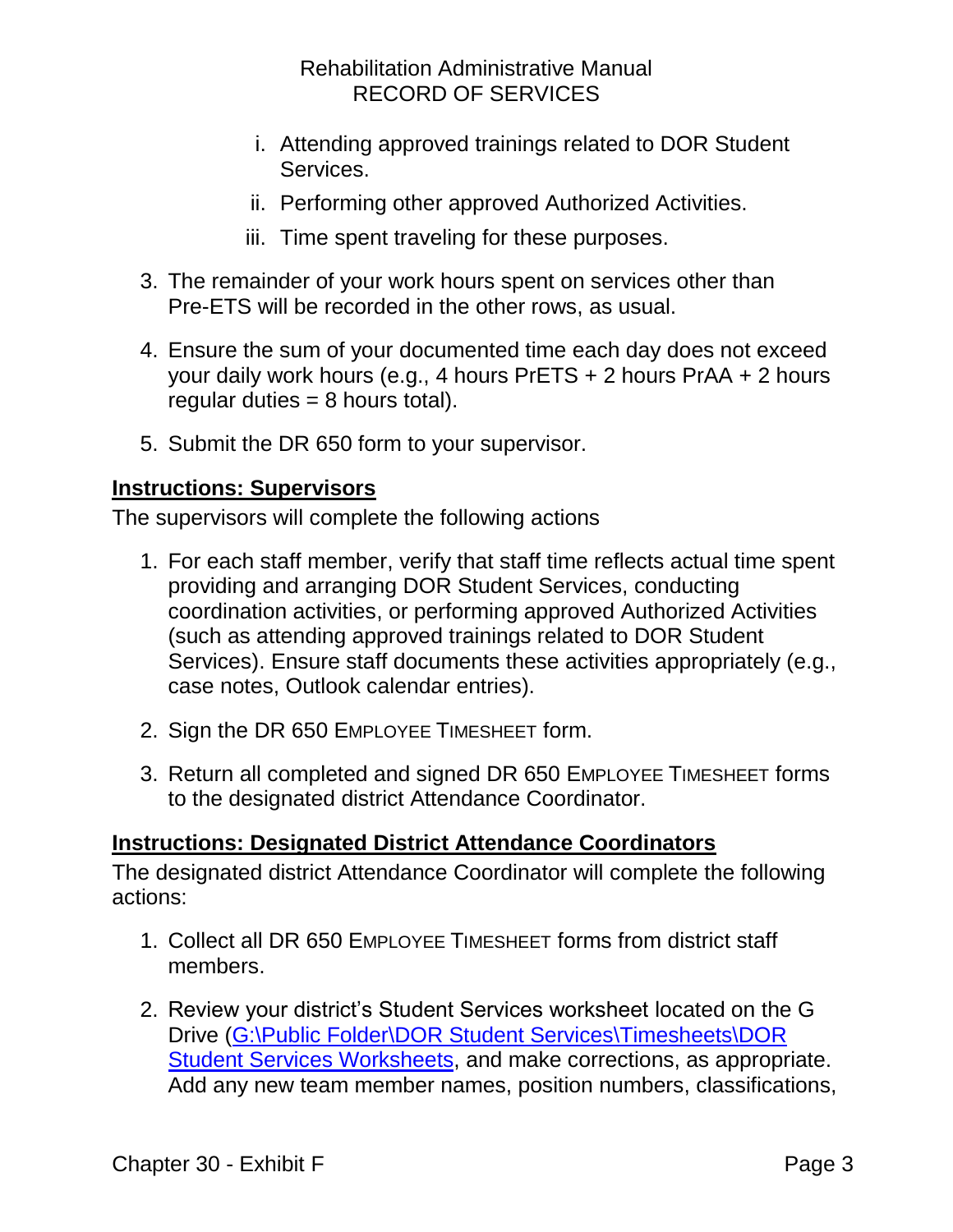i. Attending approved trainings related to DOR Student Services.
   ii. Performing other approved Authorized Activities.
   iii. Time spent traveling for these purposes.

3. The remainder of your work hours spent on services other than Pre-ETS will be recorded in the other rows, as usual.
4. Ensure the sum of your documented time each day does not exceed your daily work hours (e.g., 4 hours PrETS + 2 hours PrAA + 2 hours regular duties = 8 hours total).
5. Submit the DR 650 form to your supervisor.

**Instructions: Supervisors**

The supervisors will complete the following actions

1. For each staff member, verify that staff time reflects actual time spent providing and arranging DOR Student Services, conducting coordination activities, or performing approved Authorized Activities (such as attending approved trainings related to DOR Student Services). Ensure staff documents these activities appropriately (e.g., case notes, Outlook calendar entries).
2. Sign the DR 650 EMPLOYEE TIMESHEET form.
3. Return all completed and signed DR 650 EMPLOYEE TIMESHEET forms to the designated district Attendance Coordinator.

**Instructions: Designated District Attendance Coordinators**

The designated district Attendance Coordinator will complete the following actions:

1. Collect all DR 650 EMPLOYEE TIMESHEET forms from district staff members.
2. Review your district's Student Services worksheet located on the G Drive (G:\Public Folder\DOR Student Services\Timesheets\DOR Student Services Worksheets, and make corrections, as appropriate. Add any new team member names, position numbers, classifications,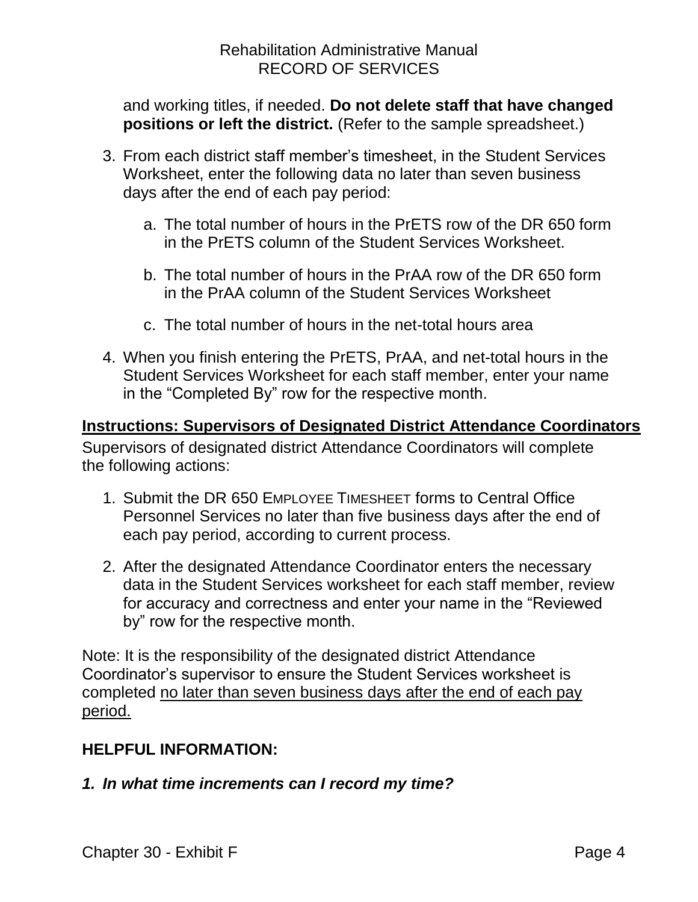and working titles, if needed. **Do not delete staff that have changed positions or left the district.** (Refer to the sample spreadsheet.)

3. From each district staff member's timesheet, in the Student Services Worksheet, enter the following data no later than seven business days after the end of each pay period:

   a. The total number of hours in the PrETS row of the DR 650 form in the PrETS column of the Student Services Worksheet.

   b. The total number of hours in the PrAA row of the DR 650 form in the PrAA column of the Student Services Worksheet

   c. The total number of hours in the net-total hours area

4. When you finish entering the PrETS, PrAA, and net-total hours in the Student Services Worksheet for each staff member, enter your name in the "Completed By" row for the respective month.

## Instructions: Supervisors of Designated District Attendance Coordinators

Supervisors of designated district Attendance Coordinators will complete the following actions:

1. Submit the DR 650 EMPLOYEE TIMESHEET forms to Central Office Personnel Services no later than five business days after the end of each pay period, according to current process.

2. After the designated Attendance Coordinator enters the necessary data in the Student Services worksheet for each staff member, review for accuracy and correctness and enter your name in the "Reviewed by" row for the respective month.

Note: It is the responsibility of the designated district Attendance Coordinator's supervisor to ensure the Student Services worksheet is completed <u>no later than seven business days after the end of each pay period.</u>

**HELPFUL INFORMATION:**

***1. In what time increments can I record my time?***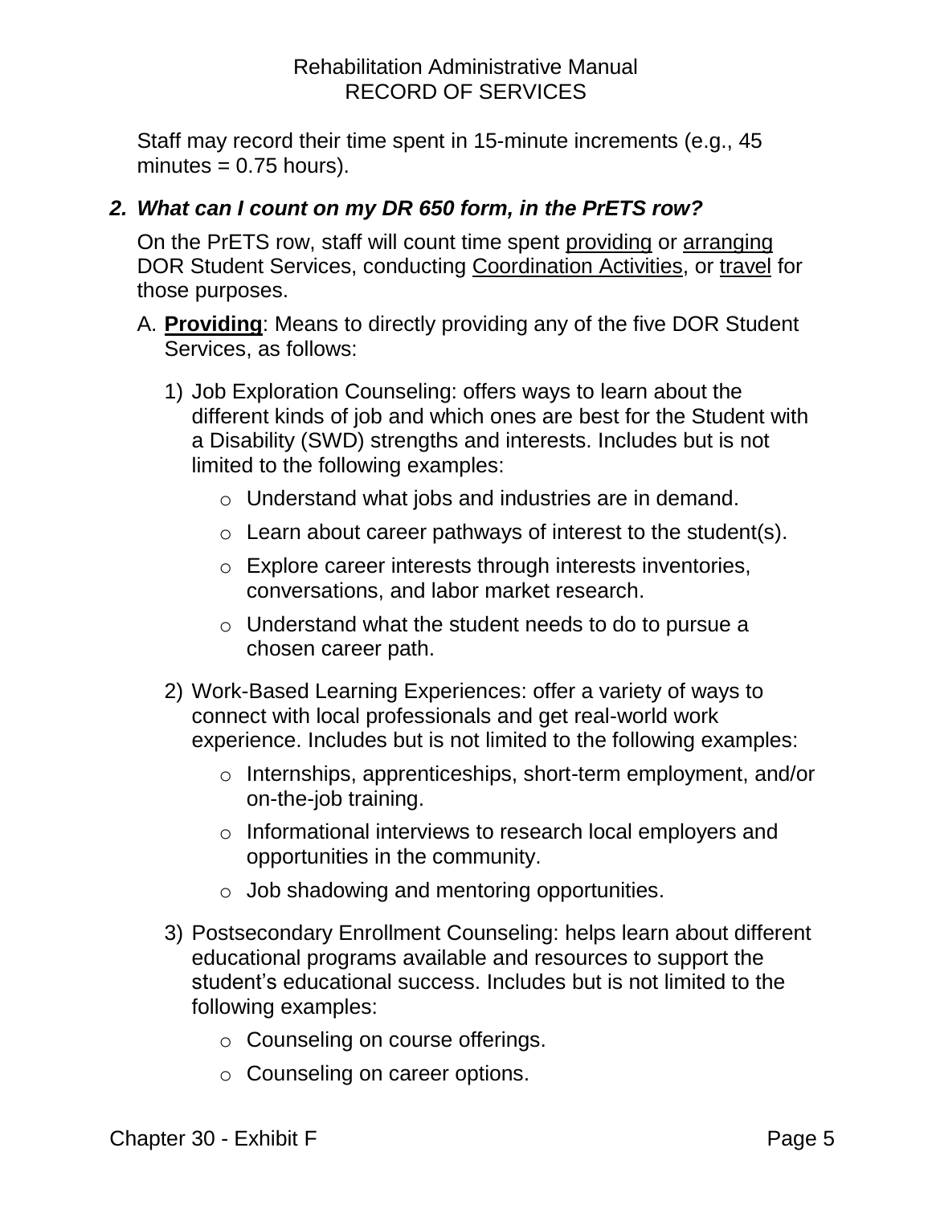Staff may record their time spent in 15-minute increments (e.g., 45 minutes = 0.75 hours).

## *2. What can I count on my DR 650 form, in the PrETS row?*

On the PrETS row, staff will count time spent providing or arranging DOR Student Services, conducting Coordination Activities, or travel for those purposes.

A. **Providing**: Means to directly providing any of the five DOR Student Services, as follows:

1) Job Exploration Counseling: offers ways to learn about the different kinds of job and which ones are best for the Student with a Disability (SWD) strengths and interests. Includes but is not limited to the following examples:
   - Understand what jobs and industries are in demand.
   - Learn about career pathways of interest to the student(s).
   - Explore career interests through interests inventories, conversations, and labor market research.
   - Understand what the student needs to do to pursue a chosen career path.

2) Work-Based Learning Experiences: offer a variety of ways to connect with local professionals and get real-world work experience. Includes but is not limited to the following examples:
   - Internships, apprenticeships, short-term employment, and/or on-the-job training.
   - Informational interviews to research local employers and opportunities in the community.
   - Job shadowing and mentoring opportunities.

3) Postsecondary Enrollment Counseling: helps learn about different educational programs available and resources to support the student's educational success. Includes but is not limited to the following examples:
   - Counseling on course offerings.
   - Counseling on career options.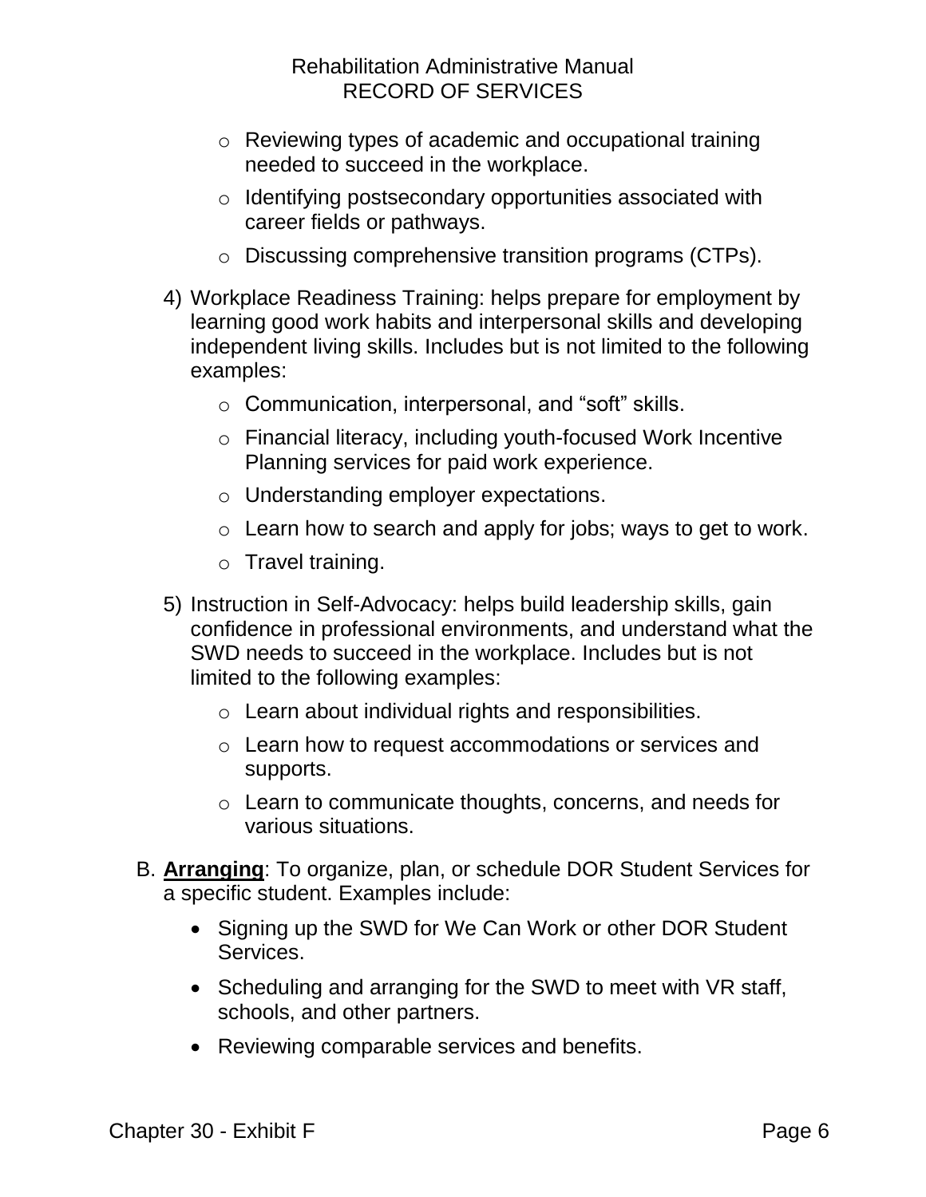- Reviewing types of academic and occupational training needed to succeed in the workplace.
  - Identifying postsecondary opportunities associated with career fields or pathways.
  - Discussing comprehensive transition programs (CTPs).

4) Workplace Readiness Training: helps prepare for employment by learning good work habits and interpersonal skills and developing independent living skills. Includes but is not limited to the following examples:
   - Communication, interpersonal, and “soft” skills.
   - Financial literacy, including youth-focused Work Incentive Planning services for paid work experience.
   - Understanding employer expectations.
   - Learn how to search and apply for jobs; ways to get to work.
   - Travel training.

5) Instruction in Self-Advocacy: helps build leadership skills, gain confidence in professional environments, and understand what the SWD needs to succeed in the workplace. Includes but is not limited to the following examples:
   - Learn about individual rights and responsibilities.
   - Learn how to request accommodations or services and supports.
   - Learn to communicate thoughts, concerns, and needs for various situations.

B. **<u>Arranging</u>**: To organize, plan, or schedule DOR Student Services for a specific student. Examples include:

- Signing up the SWD for We Can Work or other DOR Student Services.
- Scheduling and arranging for the SWD to meet with VR staff, schools, and other partners.
- Reviewing comparable services and benefits.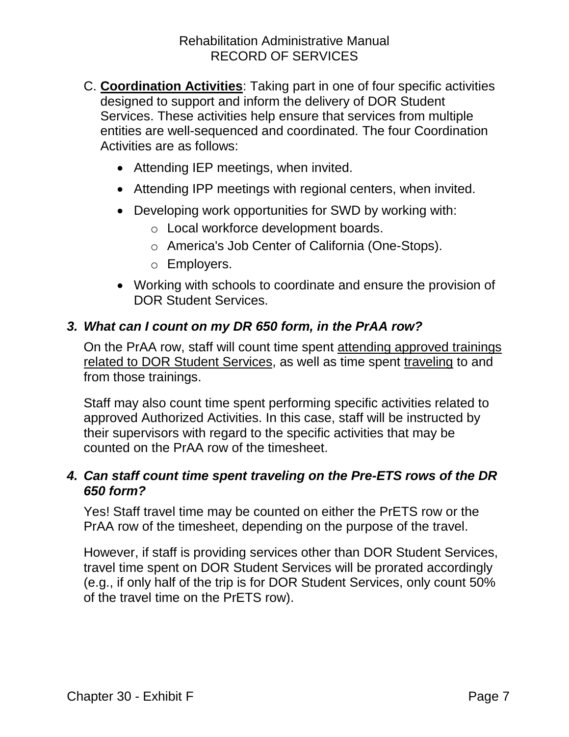C. **Coordination Activities**: Taking part in one of four specific activities designed to support and inform the delivery of DOR Student Services. These activities help ensure that services from multiple entities are well-sequenced and coordinated. The four Coordination Activities are as follows:

- Attending IEP meetings, when invited.
- Attending IPP meetings with regional centers, when invited.
- Developing work opportunities for SWD by working with:
  - Local workforce development boards.
  - America's Job Center of California (One-Stops).
  - Employers.
- Working with schools to coordinate and ensure the provision of DOR Student Services.

### *3. What can I count on my DR 650 form, in the PrAA row?*

On the PrAA row, staff will count time spent attending approved trainings related to DOR Student Services, as well as time spent traveling to and from those trainings.

Staff may also count time spent performing specific activities related to approved Authorized Activities. In this case, staff will be instructed by their supervisors with regard to the specific activities that may be counted on the PrAA row of the timesheet.

### *4. Can staff count time spent traveling on the Pre-ETS rows of the DR 650 form?*

Yes! Staff travel time may be counted on either the PrETS row or the PrAA row of the timesheet, depending on the purpose of the travel.

However, if staff is providing services other than DOR Student Services, travel time spent on DOR Student Services will be prorated accordingly (e.g., if only half of the trip is for DOR Student Services, only count 50% of the travel time on the PrETS row).